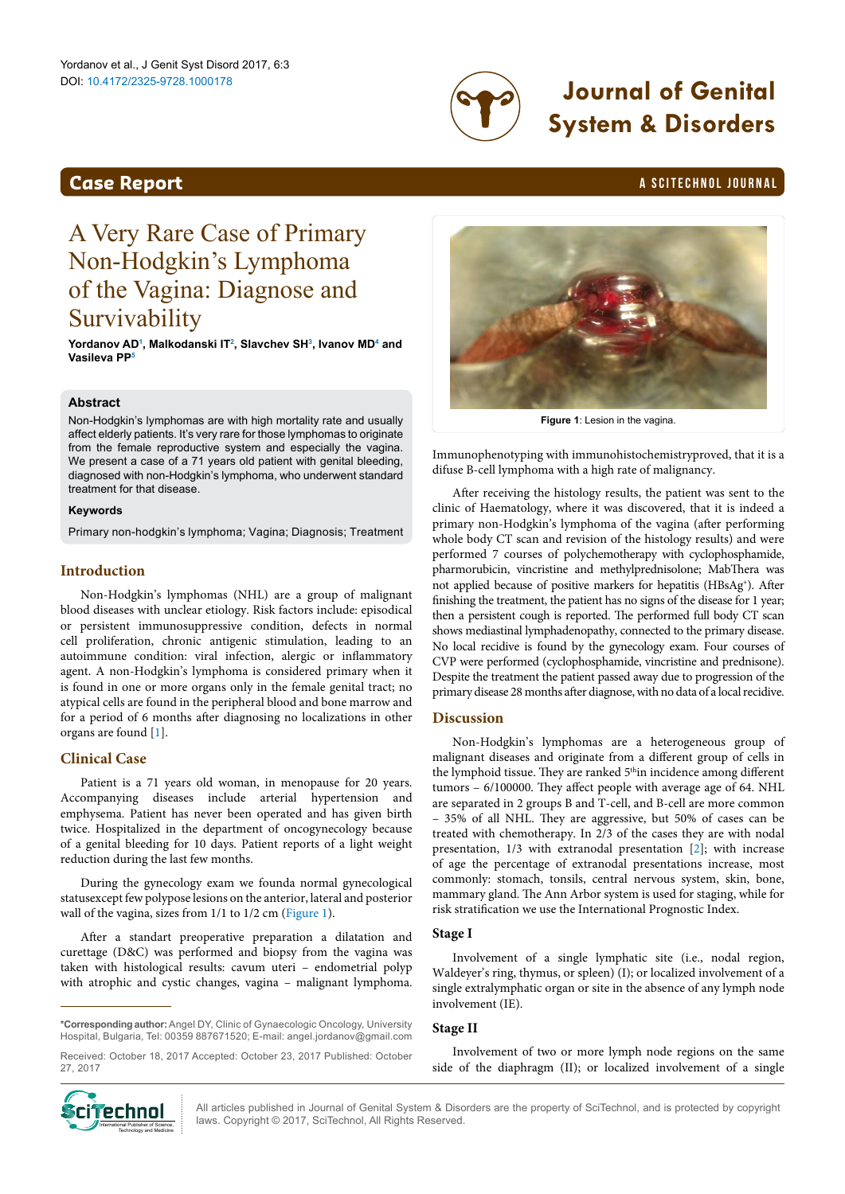## Case Report

# A Very Rare Case of Primary Non-Hodgkin's Lymphoma of the Vagina: Diagnose and Survivability

**Yordanov AD[1], Malkodanski IT[2], Slavchev SH[3], Ivanov MD[4] and Vasileva PP[5]**

### Abstract

Non-Hodgkin's lymphomas are with high mortality rate and usually affect elderly patients. It's very rare for those lymphomas to originate from the female reproductive system and especially the vagina. We present a case of a 71 years old patient with genital bleeding, diagnosed with non-Hodgkin's lymphoma, who underwent standard treatment for that disease.

### Keywords

Primary non-hodgkin's lymphoma; Vagina; Diagnosis; Treatment

## Introduction

Non-Hodgkin's lymphomas (NHL) are a group of malignant blood diseases with unclear etiology. Risk factors include: episodical or persistent immunosuppressive condition, defects in normal cell proliferation, chronic antigenic stimulation, leading to an autoimmune condition: viral infection, alergic or inflammatory agent. A non-Hodgkin's lymphoma is considered primary when it is found in one or more organs only in the female genital tract; no atypical cells are found in the peripheral blood and bone marrow and for a period of 6 months after diagnosing no localizations in other organs are found [1].

## Clinical Case

Patient is a 71 years old woman, in menopause for 20 years. Accompanying diseases include arterial hypertension and emphysema. Patient has never been operated and has given birth twice. Hospitalized in the department of oncogynecology because of a genital bleeding for 10 days. Patient reports of a light weight reduction during the last few months.

During the gynecology exam we founda normal gynecological statusexcept few polypose lesions on the anterior, lateral and posterior wall of the vagina, sizes from 1/1 to 1/2 cm (Figure 1).

After a standart preoperative preparation a dilatation and curettage (D&C) was performed and biopsy from the vagina was taken with histological results: cavum uteri – endometrial polyp with atrophic and cystic changes, vagina – malignant lymphoma.

**Figure 1**: Lesion in the vagina.

Immunophenotyping with immunohistochemistryproved, that it is a difuse B-cell lymphoma with a high rate of malignancy.

After receiving the histology results, the patient was sent to the clinic of Haematology, where it was discovered, that it is indeed a primary non-Hodgkin's lymphoma of the vagina (after performing whole body CT scan and revision of the histology results) and were performed 7 courses of polychemotherapy with cyclophosphamide, pharmorubicin, vincristine and methylprednisolone; MabThera was not applied because of positive markers for hepatitis (HBsAg+). After finishing the treatment, the patient has no signs of the disease for 1 year; then a persistent cough is reported. The performed full body CT scan shows mediastinal lymphadenopathy, connected to the primary disease. No local recidive is found by the gynecology exam. Four courses of CVP were performed (cyclophosphamide, vincristine and prednisone). Despite the treatment the patient passed away due to progression of the primary disease 28 months after diagnose, with no data of a local recidive.

## Discussion

Non-Hodgkin's lymphomas are a heterogeneous group of malignant diseases and originate from a different group of cells in the lymphoid tissue. They are ranked 5thin incidence among different tumors – 6/100000. They affect people with average age of 64. NHL are separated in 2 groups B and T-cell, and B-cell are more common – 35% of all NHL. They are aggressive, but 50% of cases can be treated with chemotherapy. In 2/3 of the cases they are with nodal presentation, 1/3 with extranodal presentation [2]; with increase of age the percentage of extranodal presentations increase, most commonly: stomach, tonsils, central nervous system, skin, bone, mammary gland. The Ann Arbor system is used for staging, while for risk stratification we use the International Prognostic Index.

### Stage I

Involvement of a single lymphatic site (i.e., nodal region, Waldeyer's ring, thymus, or spleen) (I); or localized involvement of a single extralymphatic organ or site in the absence of any lymph node involvement (IE).

### Stage II

Involvement of two or more lymph node regions on the same side of the diaphragm (II); or localized involvement of a single

---

***Corresponding author:** Angel DY, Clinic of Gynaecologic Oncology, University Hospital, Bulgaria, Tel: 00359 887671520; E-mail: angel.jordanov@gmail.com

Received: October 18, 2017 Accepted: October 23, 2017 Published: October 27, 2017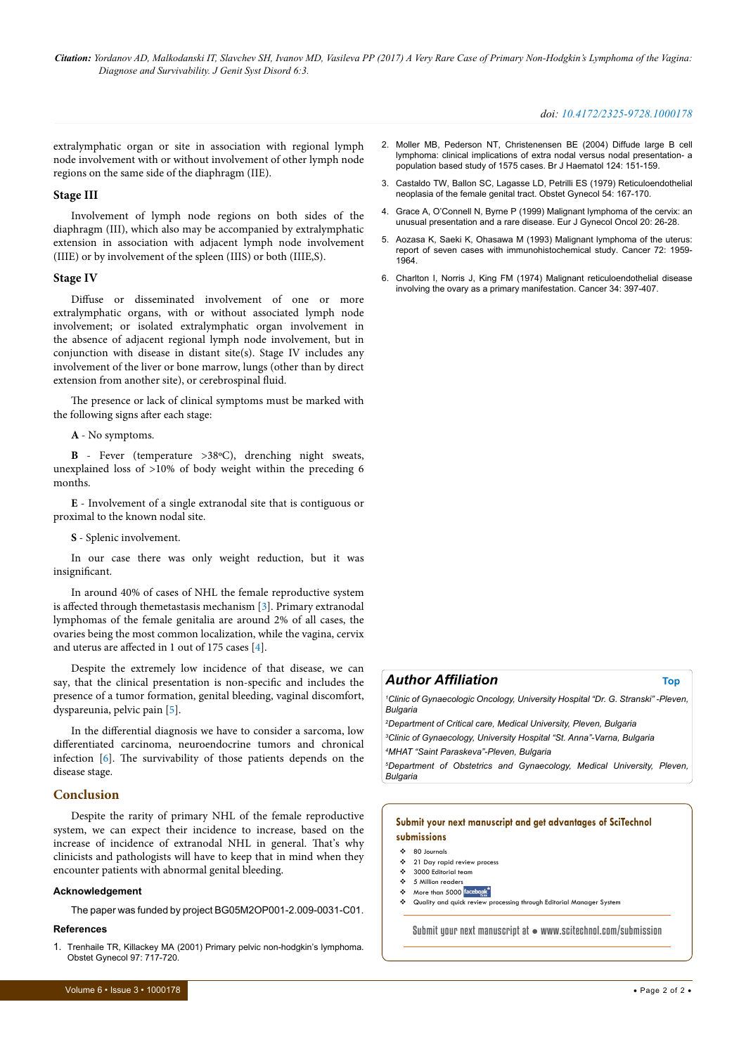extralymphatic organ or site in association with regional lymph node involvement with or without involvement of other lymph node regions on the same side of the diaphragm (IIE).

### Stage III

Involvement of lymph node regions on both sides of the diaphragm (III), which also may be accompanied by extralymphatic extension in association with adjacent lymph node involvement (IIIE) or by involvement of the spleen (IIIS) or both (IIIE,S).

### Stage IV

Diffuse or disseminated involvement of one or more extralymphatic organs, with or without associated lymph node involvement; or isolated extralymphatic organ involvement in the absence of adjacent regional lymph node involvement, but in conjunction with disease in distant site(s). Stage IV includes any involvement of the liver or bone marrow, lungs (other than by direct extension from another site), or cerebrospinal fluid.

The presence or lack of clinical symptoms must be marked with the following signs after each stage:

**A** - No symptoms.

**B** - Fever (temperature >38°C), drenching night sweats, unexplained loss of >10% of body weight within the preceding 6 months.

**E** - Involvement of a single extranodal site that is contiguous or proximal to the known nodal site.

**S** - Splenic involvement.

In our case there was only weight reduction, but it was insignificant.

In around 40% of cases of NHL the female reproductive system is affected through themetastasis mechanism [3]. Primary extranodal lymphomas of the female genitalia are around 2% of all cases, the ovaries being the most common localization, while the vagina, cervix and uterus are affected in 1 out of 175 cases [4].

Despite the extremely low incidence of that disease, we can say, that the clinical presentation is non-specific and includes the presence of a tumor formation, genital bleeding, vaginal discomfort, dyspareunia, pelvic pain [5].

In the differential diagnosis we have to consider a sarcoma, low differentiated carcinoma, neuroendocrine tumors and chronical infection [6]. The survivability of those patients depends on the disease stage.

## Conclusion

Despite the rarity of primary NHL of the female reproductive system, we can expect their incidence to increase, based on the increase of incidence of extranodal NHL in general. That's why clinicists and pathologists will have to keep that in mind when they encounter patients with abnormal genital bleeding.

### Acknowledgement

The paper was funded by project BG05M2OP001-2.009-0031-C01.

### References

1. Trenhaile TR, Killackey MA (2001) Primary pelvic non-hodgkin's lymphoma. Obstet Gynecol 97: 717-720.
2. Moller MB, Pederson NT, Christenensen BE (2004) Diffude large B cell lymphoma: clinical implications of extra nodal versus nodal presentation- a population based study of 1575 cases. Br J Haematol 124: 151-159.
3. Castaldo TW, Ballon SC, Lagasse LD, Petrilli ES (1979) Reticuloendothelial neoplasia of the female genital tract. Obstet Gynecol 54: 167-170.
4. Grace A, O'Connell N, Byrne P (1999) Malignant lymphoma of the cervix: an unusual presentation and a rare disease. Eur J Gynecol Oncol 20: 26-28.
5. Aozasa K, Saeki K, Ohasawa M (1993) Malignant lymphoma of the uterus: report of seven cases with immunohistochemical study. Cancer 72: 1959-1964.
6. Charlton I, Norris J, King FM (1974) Malignant reticuloendothelial disease involving the ovary as a primary manifestation. Cancer 34: 397-407.

### Author Affiliation

[1]*Clinic of Gynaecologic Oncology, University Hospital "Dr. G. Stranski" -Pleven, Bulgaria*

[2]*Department of Critical care, Medical University, Pleven, Bulgaria*

[3]*Clinic of Gynaecology, University Hospital "St. Anna"-Varna, Bulgaria*

[4]*MHAT "Saint Paraskeva"-Pleven, Bulgaria*

[5]*Department of Obstetrics and Gynaecology, Medical University, Pleven, Bulgaria*

**Submit your next manuscript and get advantages of SciTechnol submissions**

- 80 Journals
- 21 Day rapid review process
- 3000 Editorial team
- 5 Million readers
- More than 5000 facebook
- Quality and quick review processing through Editorial Manager System

Submit your next manuscript at • www.scitechnol.com/submission